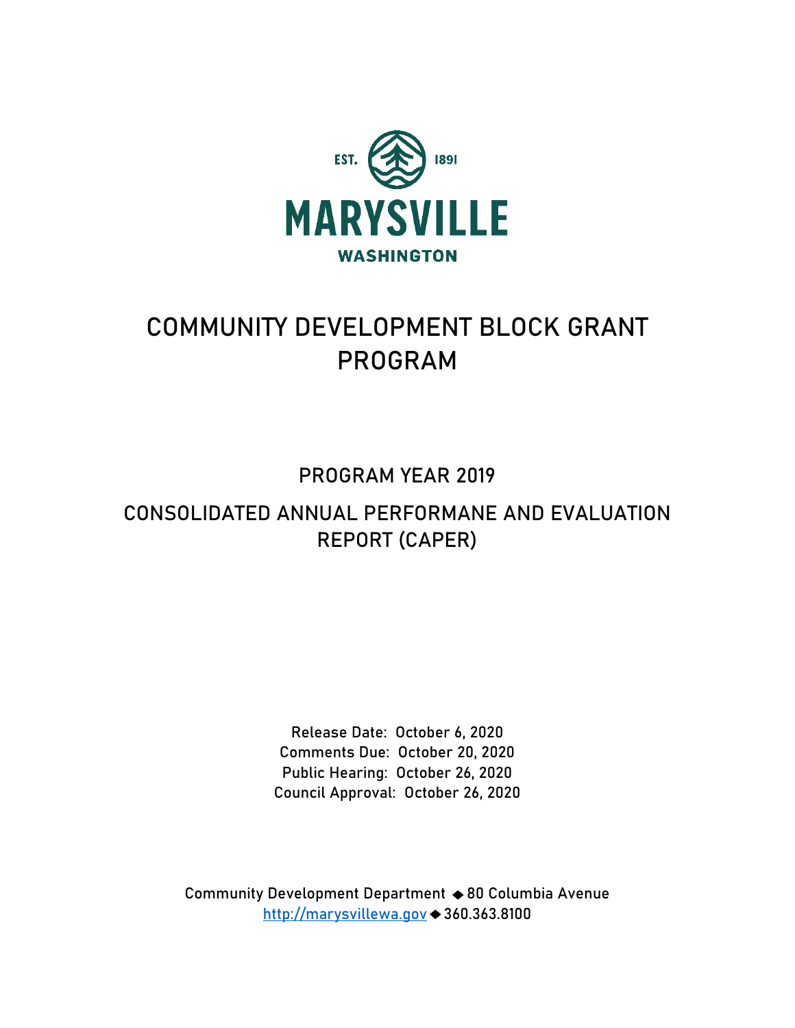EST. 1891

MARYSVILLE

WASHINGTON

# COMMUNITY DEVELOPMENT BLOCK GRANT PROGRAM

## PROGRAM YEAR 2019

## CONSOLIDATED ANNUAL PERFORMANE AND EVALUATION REPORT (CAPER)

Release Date: October 6, 2020
Comments Due: October 20, 2020
Public Hearing: October 26, 2020
Council Approval: October 26, 2020

Community Development Department ◆ 80 Columbia Avenue
http://marysvillewa.gov ◆ 360.363.8100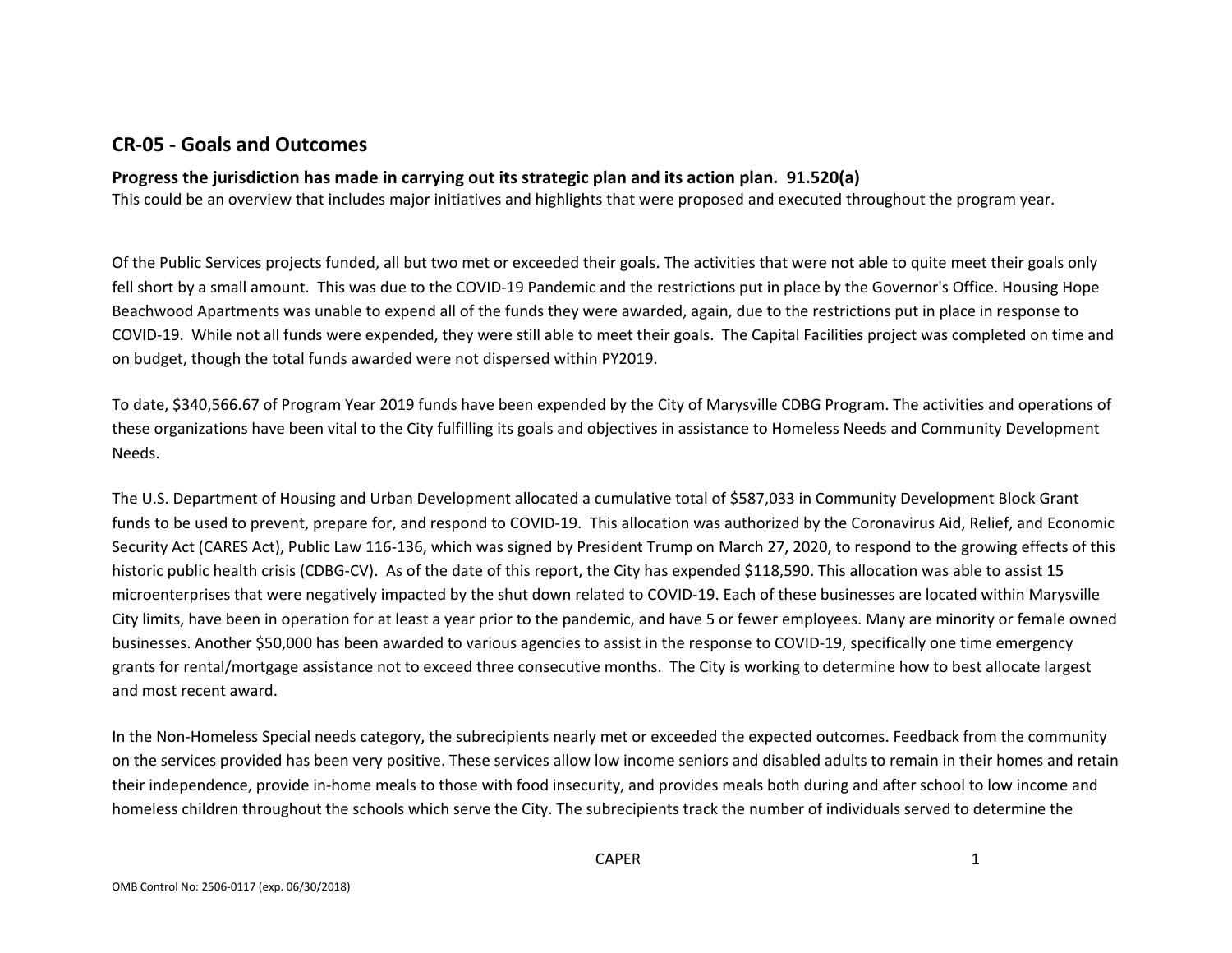## CR-05 - Goals and Outcomes

**Progress the jurisdiction has made in carrying out its strategic plan and its action plan. 91.520(a)**

This could be an overview that includes major initiatives and highlights that were proposed and executed throughout the program year.

Of the Public Services projects funded, all but two met or exceeded their goals. The activities that were not able to quite meet their goals only fell short by a small amount. This was due to the COVID-19 Pandemic and the restrictions put in place by the Governor's Office. Housing Hope Beachwood Apartments was unable to expend all of the funds they were awarded, again, due to the restrictions put in place in response to COVID-19. While not all funds were expended, they were still able to meet their goals. The Capital Facilities project was completed on time and on budget, though the total funds awarded were not dispersed within PY2019.

To date, $340,566.67 of Program Year 2019 funds have been expended by the City of Marysville CDBG Program. The activities and operations of these organizations have been vital to the City fulfilling its goals and objectives in assistance to Homeless Needs and Community Development Needs.

The U.S. Department of Housing and Urban Development allocated a cumulative total of $587,033 in Community Development Block Grant funds to be used to prevent, prepare for, and respond to COVID-19. This allocation was authorized by the Coronavirus Aid, Relief, and Economic Security Act (CARES Act), Public Law 116-136, which was signed by President Trump on March 27, 2020, to respond to the growing effects of this historic public health crisis (CDBG-CV). As of the date of this report, the City has expended $118,590. This allocation was able to assist 15 microenterprises that were negatively impacted by the shut down related to COVID-19. Each of these businesses are located within Marysville City limits, have been in operation for at least a year prior to the pandemic, and have 5 or fewer employees. Many are minority or female owned businesses. Another $50,000 has been awarded to various agencies to assist in the response to COVID-19, specifically one time emergency grants for rental/mortgage assistance not to exceed three consecutive months. The City is working to determine how to best allocate largest and most recent award.

In the Non-Homeless Special needs category, the subrecipients nearly met or exceeded the expected outcomes. Feedback from the community on the services provided has been very positive. These services allow low income seniors and disabled adults to remain in their homes and retain their independence, provide in-home meals to those with food insecurity, and provides meals both during and after school to low income and homeless children throughout the schools which serve the City. The subrecipients track the number of individuals served to determine the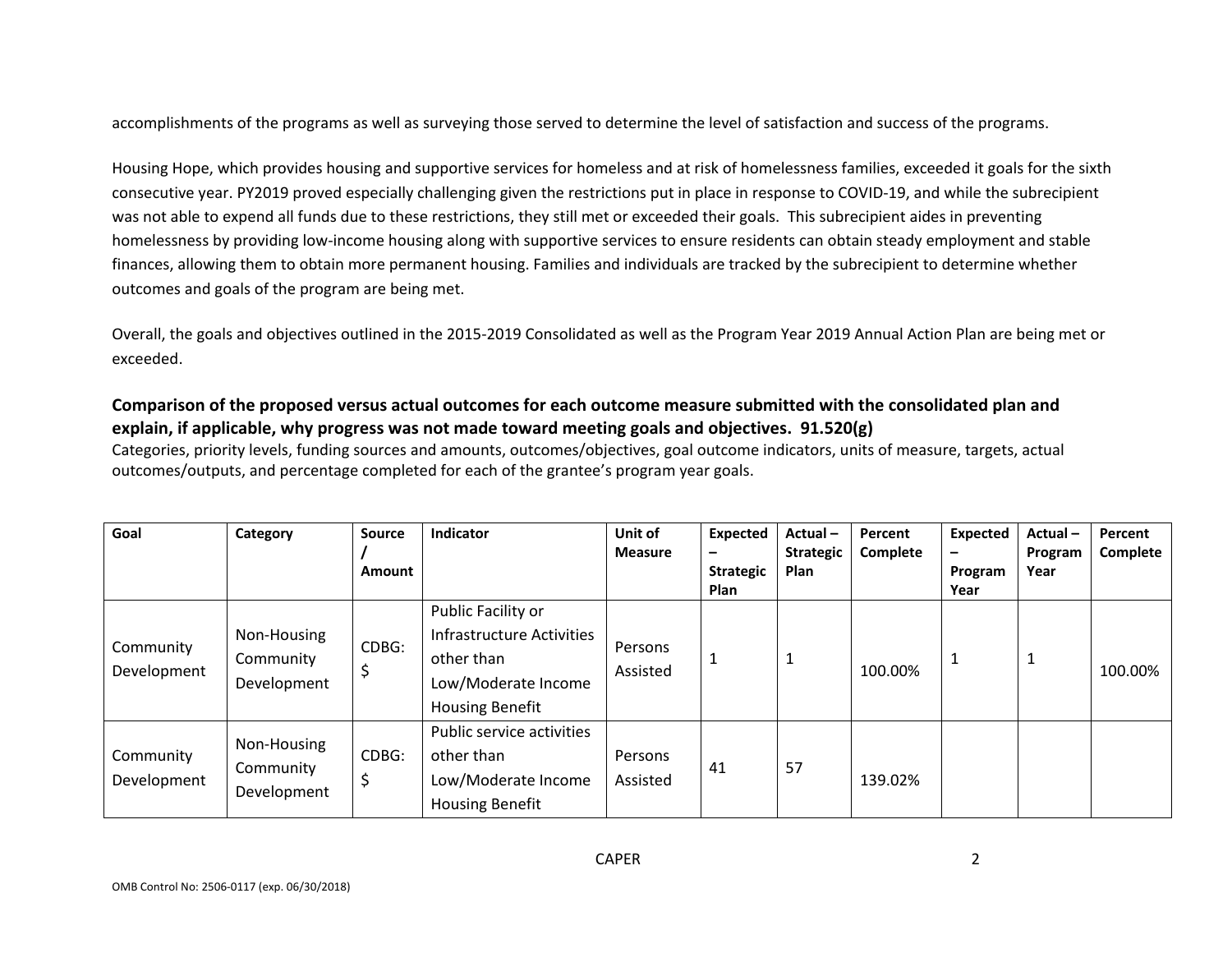accomplishments of the programs as well as surveying those served to determine the level of satisfaction and success of the programs.

Housing Hope, which provides housing and supportive services for homeless and at risk of homelessness families, exceeded it goals for the sixth consecutive year. PY2019 proved especially challenging given the restrictions put in place in response to COVID-19, and while the subrecipient was not able to expend all funds due to these restrictions, they still met or exceeded their goals. This subrecipient aides in preventing homelessness by providing low-income housing along with supportive services to ensure residents can obtain steady employment and stable finances, allowing them to obtain more permanent housing. Families and individuals are tracked by the subrecipient to determine whether outcomes and goals of the program are being met.

Overall, the goals and objectives outlined in the 2015-2019 Consolidated as well as the Program Year 2019 Annual Action Plan are being met or exceeded.

### Comparison of the proposed versus actual outcomes for each outcome measure submitted with the consolidated plan and explain, if applicable, why progress was not made toward meeting goals and objectives. 91.520(g)

Categories, priority levels, funding sources and amounts, outcomes/objectives, goal outcome indicators, units of measure, targets, actual outcomes/outputs, and percentage completed for each of the grantee's program year goals.

| Goal | Category | Source / Amount | Indicator | Unit of Measure | Expected – Strategic Plan | Actual – Strategic Plan | Percent Complete | Expected – Program Year | Actual – Program Year | Percent Complete |
|---|---|---|---|---|---|---|---|---|---|---|
| Community Development | Non-Housing Community Development | CDBG: $ | Public Facility or Infrastructure Activities other than Low/Moderate Income Housing Benefit | Persons Assisted | 1 | 1 | 100.00% | 1 | 1 | 100.00% |
| Community Development | Non-Housing Community Development | CDBG: $ | Public service activities other than Low/Moderate Income Housing Benefit | Persons Assisted | 41 | 57 | 139.02% | | | |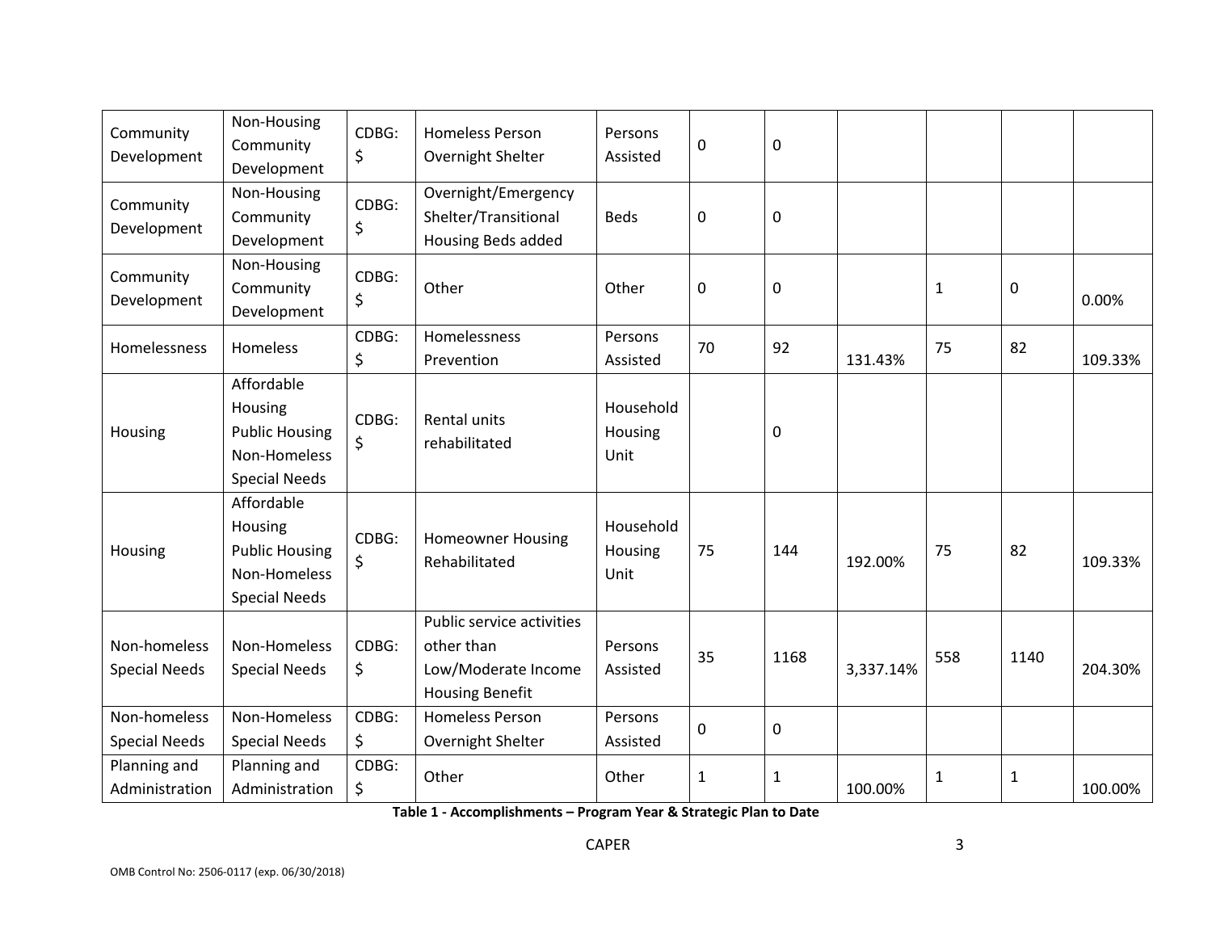| Community Development | Non-Housing Community Development | CDBG: $ | Homeless Person Overnight Shelter | Persons Assisted | 0 | 0 | | | | |
|---|---|---|---|---|---|---|---|---|---|---|
| Community Development | Non-Housing Community Development | CDBG: $ | Overnight/Emergency Shelter/Transitional Housing Beds added | Beds | 0 | 0 | | | | |
| Community Development | Non-Housing Community Development | CDBG: $ | Other | Other | 0 | 0 | | 1 | 0 | 0.00% |
| Homelessness | Homeless | CDBG: $ | Homelessness Prevention | Persons Assisted | 70 | 92 | 131.43% | 75 | 82 | 109.33% |
| Housing | Affordable Housing Public Housing Non-Homeless Special Needs | CDBG: $ | Rental units rehabilitated | Household Housing Unit | | 0 | | | | |
| Housing | Affordable Housing Public Housing Non-Homeless Special Needs | CDBG: $ | Homeowner Housing Rehabilitated | Household Housing Unit | 75 | 144 | 192.00% | 75 | 82 | 109.33% |
| Non-homeless Special Needs | Non-Homeless Special Needs | CDBG: $ | Public service activities other than Low/Moderate Income Housing Benefit | Persons Assisted | 35 | 1168 | 3,337.14% | 558 | 1140 | 204.30% |
| Non-homeless Special Needs | Non-Homeless Special Needs | CDBG: $ | Homeless Person Overnight Shelter | Persons Assisted | 0 | 0 | | | | |
| Planning and Administration | Planning and Administration | CDBG: $ | Other | Other | 1 | 1 | 100.00% | 1 | 1 | 100.00% |

**Table 1 - Accomplishments – Program Year & Strategic Plan to Date**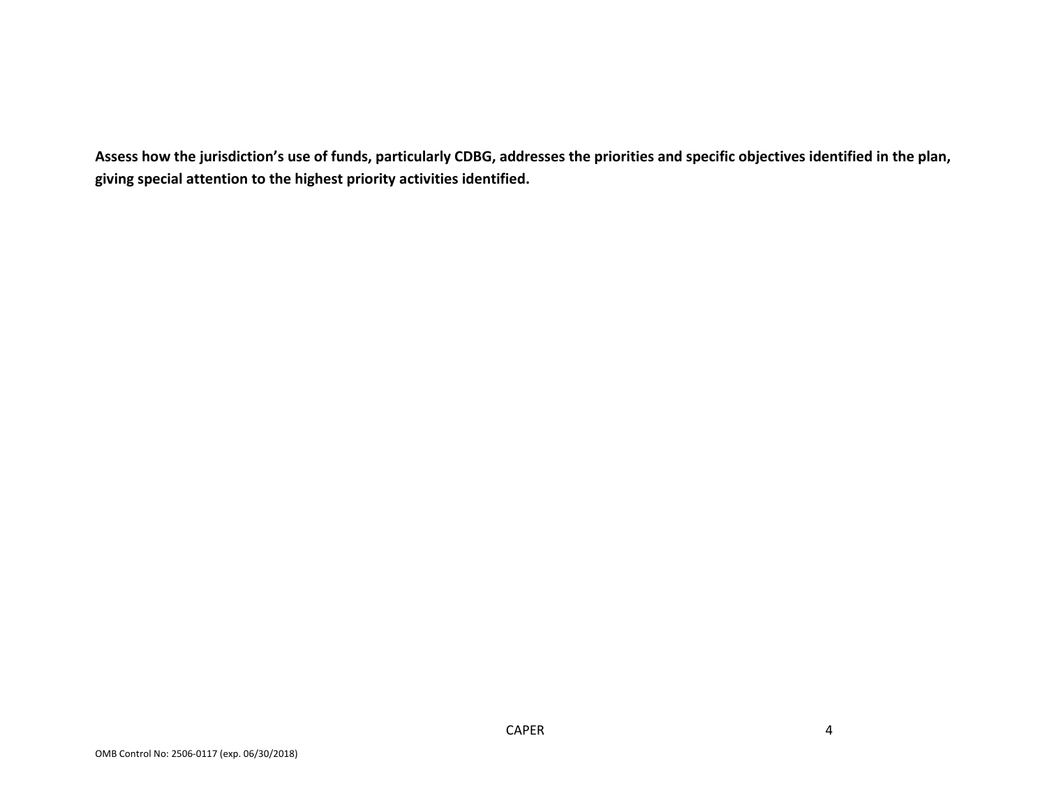**Assess how the jurisdiction's use of funds, particularly CDBG, addresses the priorities and specific objectives identified in the plan, giving special attention to the highest priority activities identified.**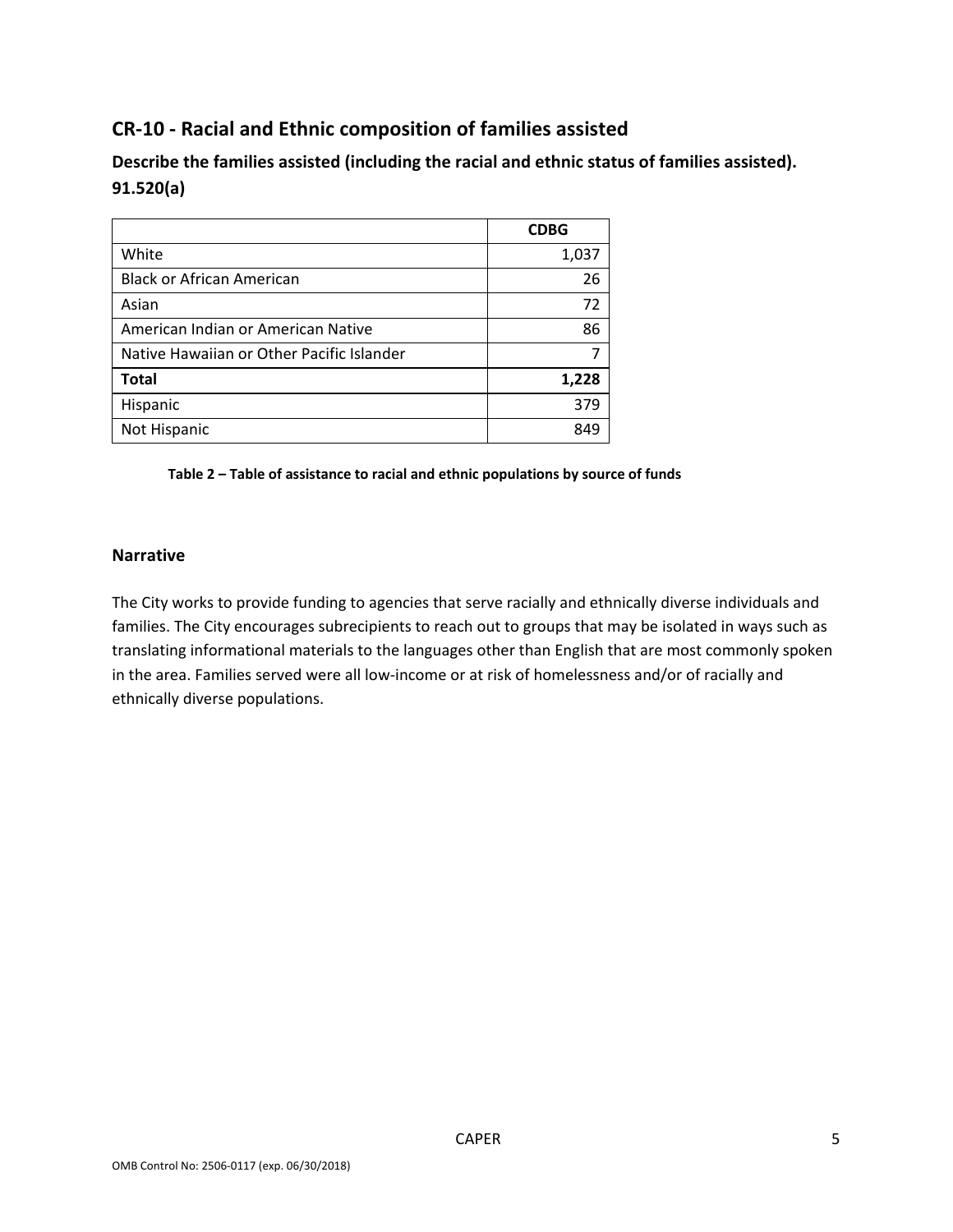## CR-10 - Racial and Ethnic composition of families assisted

### Describe the families assisted (including the racial and ethnic status of families assisted). 91.520(a)

| | **CDBG** |
|---|---|
| White | 1,037 |
| Black or African American | 26 |
| Asian | 72 |
| American Indian or American Native | 86 |
| Native Hawaiian or Other Pacific Islander | 7 |
| **Total** | **1,228** |
| Hispanic | 379 |
| Not Hispanic | 849 |

**Table 2 – Table of assistance to racial and ethnic populations by source of funds**

### Narrative

The City works to provide funding to agencies that serve racially and ethnically diverse individuals and families. The City encourages subrecipients to reach out to groups that may be isolated in ways such as translating informational materials to the languages other than English that are most commonly spoken in the area. Families served were all low-income or at risk of homelessness and/or of racially and ethnically diverse populations.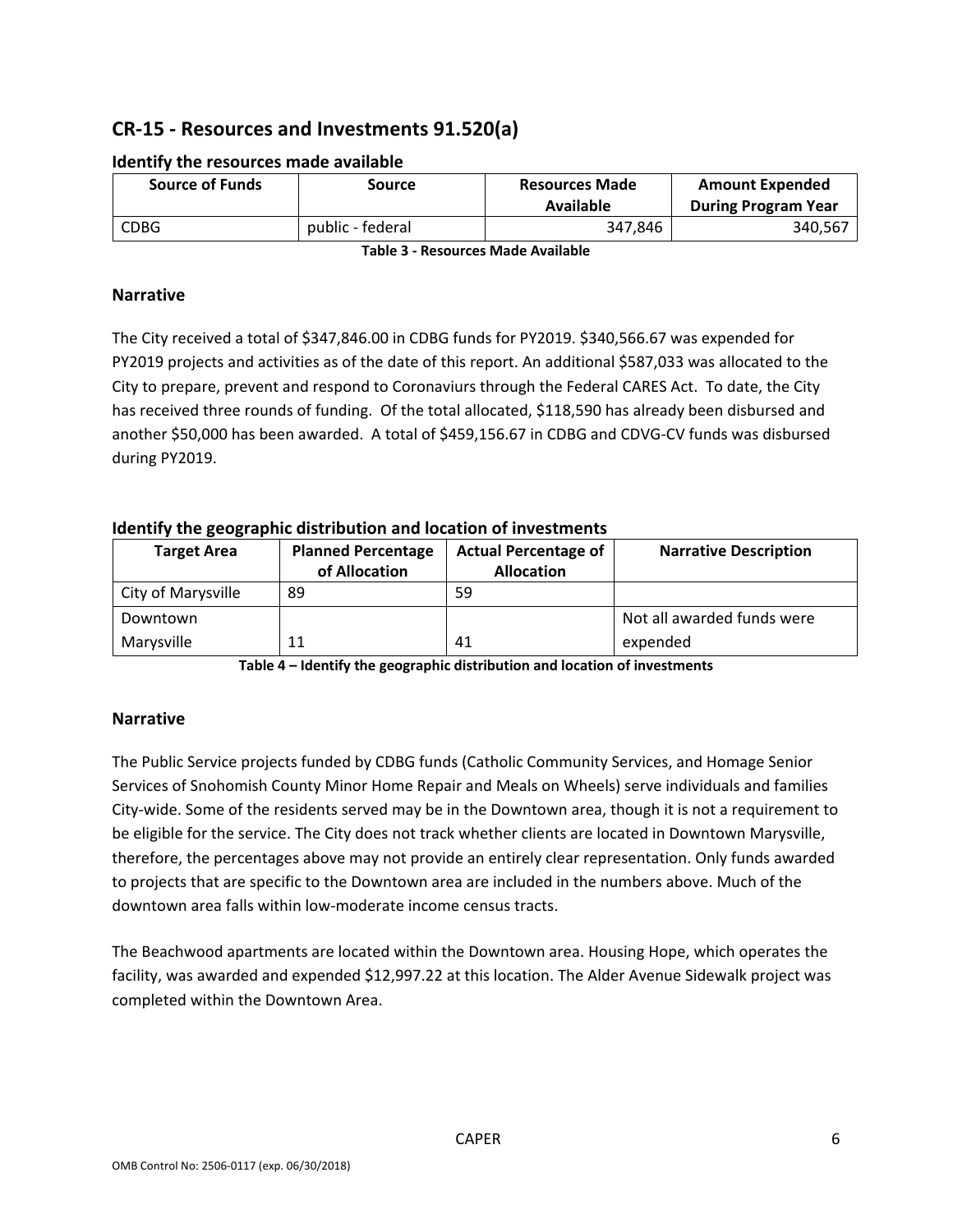## CR-15 - Resources and Investments 91.520(a)

### Identify the resources made available

| Source of Funds | Source | Resources Made Available | Amount Expended During Program Year |
|---|---|---|---|
| CDBG | public - federal | 347,846 | 340,567 |

**Table 3 - Resources Made Available**

### Narrative

The City received a total of $347,846.00 in CDBG funds for PY2019. $340,566.67 was expended for PY2019 projects and activities as of the date of this report. An additional $587,033 was allocated to the City to prepare, prevent and respond to Coronaviurs through the Federal CARES Act. To date, the City has received three rounds of funding. Of the total allocated, $118,590 has already been disbursed and another $50,000 has been awarded. A total of $459,156.67 in CDBG and CDVG-CV funds was disbursed during PY2019.

### Identify the geographic distribution and location of investments

| Target Area | Planned Percentage of Allocation | Actual Percentage of Allocation | Narrative Description |
|---|---|---|---|
| City of Marysville | 89 | 59 | |
| Downtown Marysville | 11 | 41 | Not all awarded funds were expended |

**Table 4 – Identify the geographic distribution and location of investments**

### Narrative

The Public Service projects funded by CDBG funds (Catholic Community Services, and Homage Senior Services of Snohomish County Minor Home Repair and Meals on Wheels) serve individuals and families City-wide. Some of the residents served may be in the Downtown area, though it is not a requirement to be eligible for the service. The City does not track whether clients are located in Downtown Marysville, therefore, the percentages above may not provide an entirely clear representation. Only funds awarded to projects that are specific to the Downtown area are included in the numbers above. Much of the downtown area falls within low-moderate income census tracts.

The Beachwood apartments are located within the Downtown area. Housing Hope, which operates the facility, was awarded and expended $12,997.22 at this location. The Alder Avenue Sidewalk project was completed within the Downtown Area.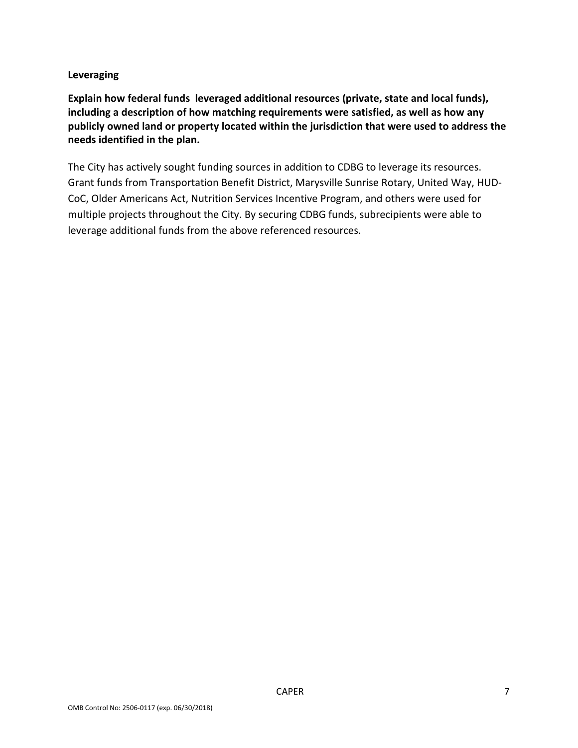**Leveraging**

**Explain how federal funds leveraged additional resources (private, state and local funds), including a description of how matching requirements were satisfied, as well as how any publicly owned land or property located within the jurisdiction that were used to address the needs identified in the plan.**

The City has actively sought funding sources in addition to CDBG to leverage its resources. Grant funds from Transportation Benefit District, Marysville Sunrise Rotary, United Way, HUD-CoC, Older Americans Act, Nutrition Services Incentive Program, and others were used for multiple projects throughout the City. By securing CDBG funds, subrecipients were able to leverage additional funds from the above referenced resources.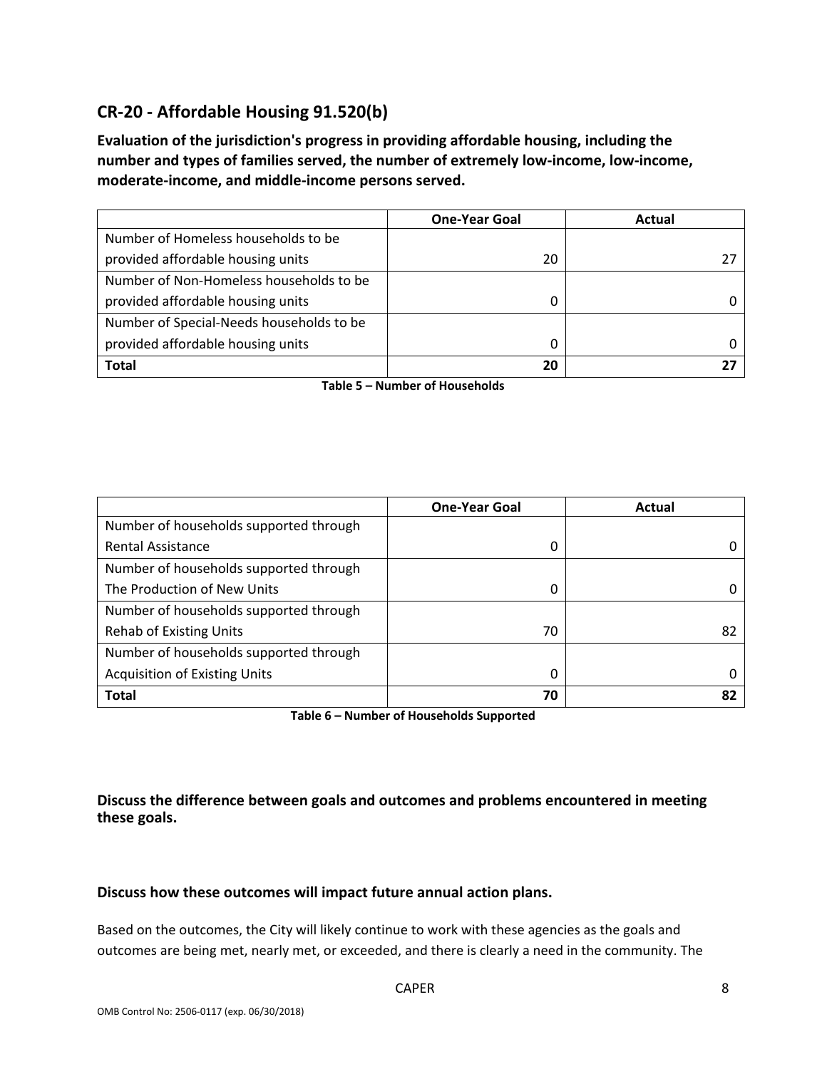## CR-20 - Affordable Housing 91.520(b)

**Evaluation of the jurisdiction's progress in providing affordable housing, including the number and types of families served, the number of extremely low-income, low-income, moderate-income, and middle-income persons served.**

| | One-Year Goal | Actual |
|---|---|---|
| Number of Homeless households to be provided affordable housing units | 20 | 27 |
| Number of Non-Homeless households to be provided affordable housing units | 0 | 0 |
| Number of Special-Needs households to be provided affordable housing units | 0 | 0 |
| **Total** | **20** | **27** |

**Table 5 – Number of Households**

| | One-Year Goal | Actual |
|---|---|---|
| Number of households supported through Rental Assistance | 0 | 0 |
| Number of households supported through The Production of New Units | 0 | 0 |
| Number of households supported through Rehab of Existing Units | 70 | 82 |
| Number of households supported through Acquisition of Existing Units | 0 | 0 |
| **Total** | **70** | **82** |

**Table 6 – Number of Households Supported**

**Discuss the difference between goals and outcomes and problems encountered in meeting these goals.**

**Discuss how these outcomes will impact future annual action plans.**

Based on the outcomes, the City will likely continue to work with these agencies as the goals and outcomes are being met, nearly met, or exceeded, and there is clearly a need in the community. The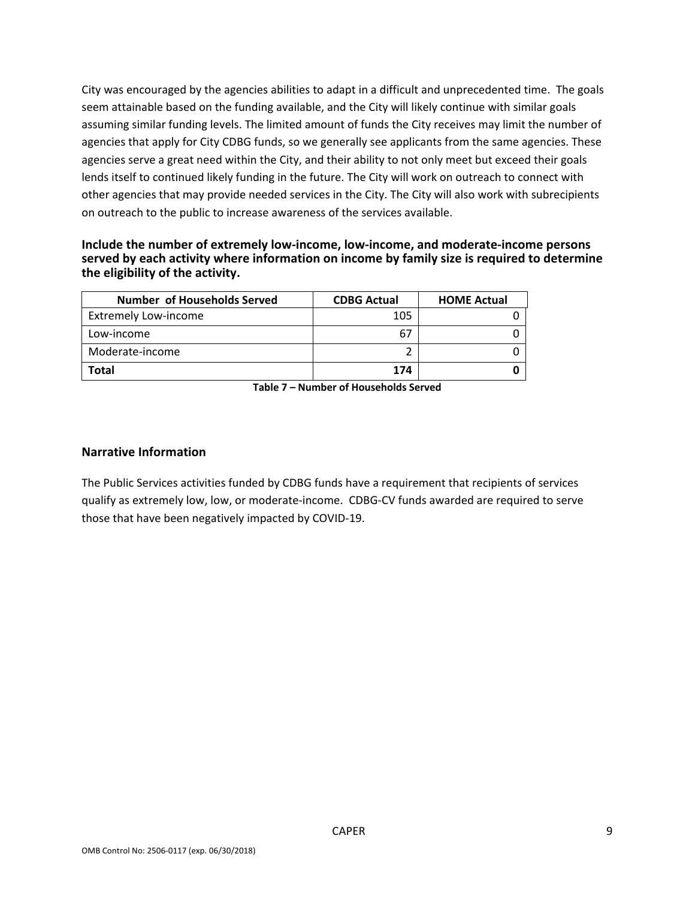City was encouraged by the agencies abilities to adapt in a difficult and unprecedented time. The goals seem attainable based on the funding available, and the City will likely continue with similar goals assuming similar funding levels. The limited amount of funds the City receives may limit the number of agencies that apply for City CDBG funds, so we generally see applicants from the same agencies. These agencies serve a great need within the City, and their ability to not only meet but exceed their goals lends itself to continued likely funding in the future. The City will work on outreach to connect with other agencies that may provide needed services in the City. The City will also work with subrecipients on outreach to the public to increase awareness of the services available.

**Include the number of extremely low-income, low-income, and moderate-income persons served by each activity where information on income by family size is required to determine the eligibility of the activity.**

| Number of Households Served | CDBG Actual | HOME Actual |
|---|---|---|
| Extremely Low-income | 105 | 0 |
| Low-income | 67 | 0 |
| Moderate-income | 2 | 0 |
| **Total** | **174** | **0** |

**Table 7 – Number of Households Served**

## Narrative Information

The Public Services activities funded by CDBG funds have a requirement that recipients of services qualify as extremely low, low, or moderate-income. CDBG-CV funds awarded are required to serve those that have been negatively impacted by COVID-19.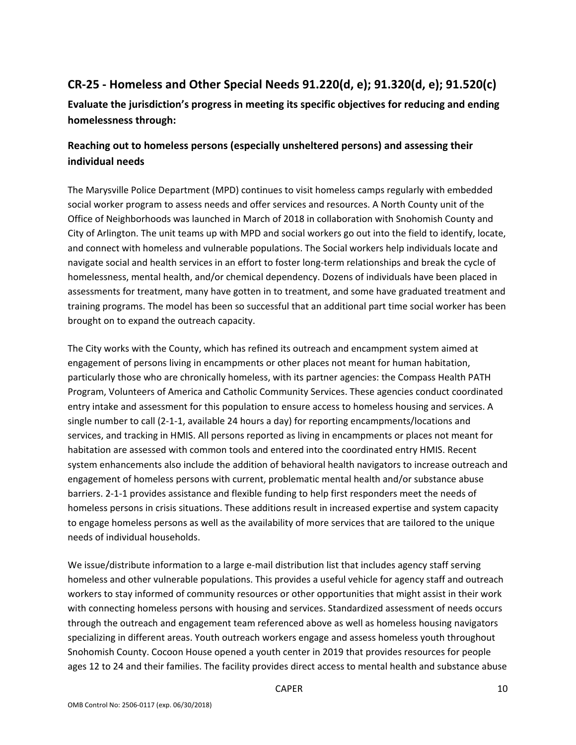## CR-25 - Homeless and Other Special Needs 91.220(d, e); 91.320(d, e); 91.520(c)

**Evaluate the jurisdiction's progress in meeting its specific objectives for reducing and ending homelessness through:**

### Reaching out to homeless persons (especially unsheltered persons) and assessing their individual needs

The Marysville Police Department (MPD) continues to visit homeless camps regularly with embedded social worker program to assess needs and offer services and resources. A North County unit of the Office of Neighborhoods was launched in March of 2018 in collaboration with Snohomish County and City of Arlington. The unit teams up with MPD and social workers go out into the field to identify, locate, and connect with homeless and vulnerable populations. The Social workers help individuals locate and navigate social and health services in an effort to foster long-term relationships and break the cycle of homelessness, mental health, and/or chemical dependency. Dozens of individuals have been placed in assessments for treatment, many have gotten in to treatment, and some have graduated treatment and training programs. The model has been so successful that an additional part time social worker has been brought on to expand the outreach capacity.

The City works with the County, which has refined its outreach and encampment system aimed at engagement of persons living in encampments or other places not meant for human habitation, particularly those who are chronically homeless, with its partner agencies: the Compass Health PATH Program, Volunteers of America and Catholic Community Services. These agencies conduct coordinated entry intake and assessment for this population to ensure access to homeless housing and services. A single number to call (2-1-1, available 24 hours a day) for reporting encampments/locations and services, and tracking in HMIS. All persons reported as living in encampments or places not meant for habitation are assessed with common tools and entered into the coordinated entry HMIS. Recent system enhancements also include the addition of behavioral health navigators to increase outreach and engagement of homeless persons with current, problematic mental health and/or substance abuse barriers. 2-1-1 provides assistance and flexible funding to help first responders meet the needs of homeless persons in crisis situations. These additions result in increased expertise and system capacity to engage homeless persons as well as the availability of more services that are tailored to the unique needs of individual households.

We issue/distribute information to a large e-mail distribution list that includes agency staff serving homeless and other vulnerable populations. This provides a useful vehicle for agency staff and outreach workers to stay informed of community resources or other opportunities that might assist in their work with connecting homeless persons with housing and services. Standardized assessment of needs occurs through the outreach and engagement team referenced above as well as homeless housing navigators specializing in different areas. Youth outreach workers engage and assess homeless youth throughout Snohomish County. Cocoon House opened a youth center in 2019 that provides resources for people ages 12 to 24 and their families. The facility provides direct access to mental health and substance abuse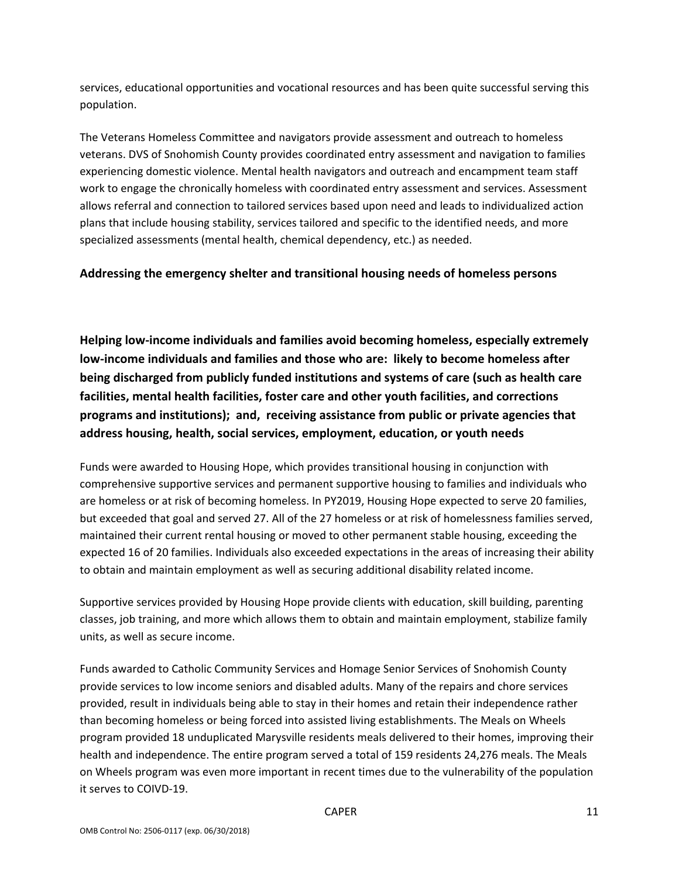services, educational opportunities and vocational resources and has been quite successful serving this population.

The Veterans Homeless Committee and navigators provide assessment and outreach to homeless veterans. DVS of Snohomish County provides coordinated entry assessment and navigation to families experiencing domestic violence. Mental health navigators and outreach and encampment team staff work to engage the chronically homeless with coordinated entry assessment and services. Assessment allows referral and connection to tailored services based upon need and leads to individualized action plans that include housing stability, services tailored and specific to the identified needs, and more specialized assessments (mental health, chemical dependency, etc.) as needed.

**Addressing the emergency shelter and transitional housing needs of homeless persons**

**Helping low-income individuals and families avoid becoming homeless, especially extremely low-income individuals and families and those who are: likely to become homeless after being discharged from publicly funded institutions and systems of care (such as health care facilities, mental health facilities, foster care and other youth facilities, and corrections programs and institutions); and, receiving assistance from public or private agencies that address housing, health, social services, employment, education, or youth needs**

Funds were awarded to Housing Hope, which provides transitional housing in conjunction with comprehensive supportive services and permanent supportive housing to families and individuals who are homeless or at risk of becoming homeless. In PY2019, Housing Hope expected to serve 20 families, but exceeded that goal and served 27. All of the 27 homeless or at risk of homelessness families served, maintained their current rental housing or moved to other permanent stable housing, exceeding the expected 16 of 20 families. Individuals also exceeded expectations in the areas of increasing their ability to obtain and maintain employment as well as securing additional disability related income.

Supportive services provided by Housing Hope provide clients with education, skill building, parenting classes, job training, and more which allows them to obtain and maintain employment, stabilize family units, as well as secure income.

Funds awarded to Catholic Community Services and Homage Senior Services of Snohomish County provide services to low income seniors and disabled adults. Many of the repairs and chore services provided, result in individuals being able to stay in their homes and retain their independence rather than becoming homeless or being forced into assisted living establishments. The Meals on Wheels program provided 18 unduplicated Marysville residents meals delivered to their homes, improving their health and independence. The entire program served a total of 159 residents 24,276 meals. The Meals on Wheels program was even more important in recent times due to the vulnerability of the population it serves to COIVD-19.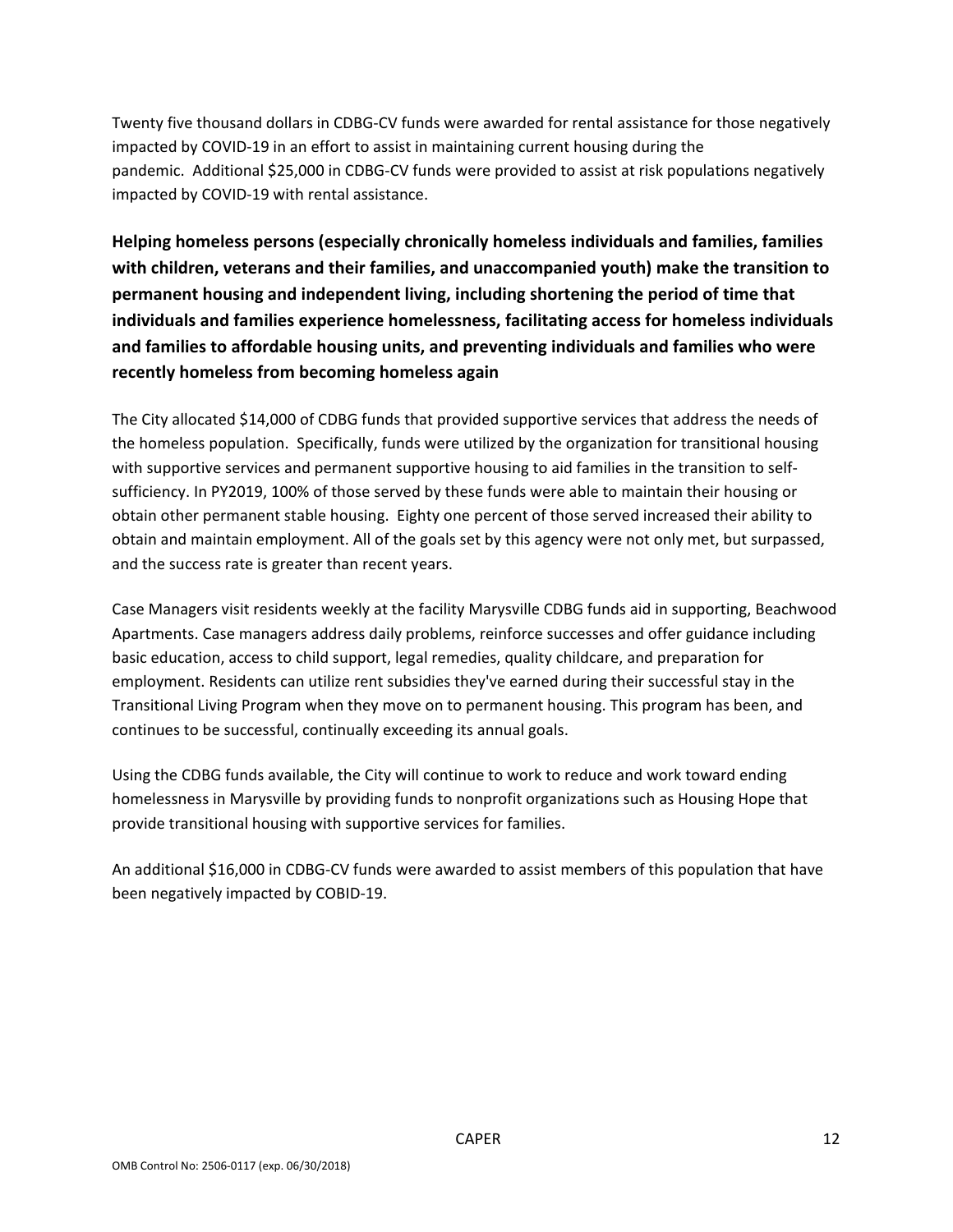Twenty five thousand dollars in CDBG-CV funds were awarded for rental assistance for those negatively impacted by COVID-19 in an effort to assist in maintaining current housing during the pandemic.  Additional $25,000 in CDBG-CV funds were provided to assist at risk populations negatively impacted by COVID-19 with rental assistance.

**Helping homeless persons (especially chronically homeless individuals and families, families with children, veterans and their families, and unaccompanied youth) make the transition to permanent housing and independent living, including shortening the period of time that individuals and families experience homelessness, facilitating access for homeless individuals and families to affordable housing units, and preventing individuals and families who were recently homeless from becoming homeless again**

The City allocated $14,000 of CDBG funds that provided supportive services that address the needs of the homeless population.  Specifically, funds were utilized by the organization for transitional housing with supportive services and permanent supportive housing to aid families in the transition to self-sufficiency. In PY2019, 100% of those served by these funds were able to maintain their housing or obtain other permanent stable housing.  Eighty one percent of those served increased their ability to obtain and maintain employment. All of the goals set by this agency were not only met, but surpassed, and the success rate is greater than recent years.

Case Managers visit residents weekly at the facility Marysville CDBG funds aid in supporting, Beachwood Apartments. Case managers address daily problems, reinforce successes and offer guidance including basic education, access to child support, legal remedies, quality childcare, and preparation for employment. Residents can utilize rent subsidies they've earned during their successful stay in the Transitional Living Program when they move on to permanent housing. This program has been, and continues to be successful, continually exceeding its annual goals.

Using the CDBG funds available, the City will continue to work to reduce and work toward ending homelessness in Marysville by providing funds to nonprofit organizations such as Housing Hope that provide transitional housing with supportive services for families.

An additional $16,000 in CDBG-CV funds were awarded to assist members of this population that have been negatively impacted by COBID-19.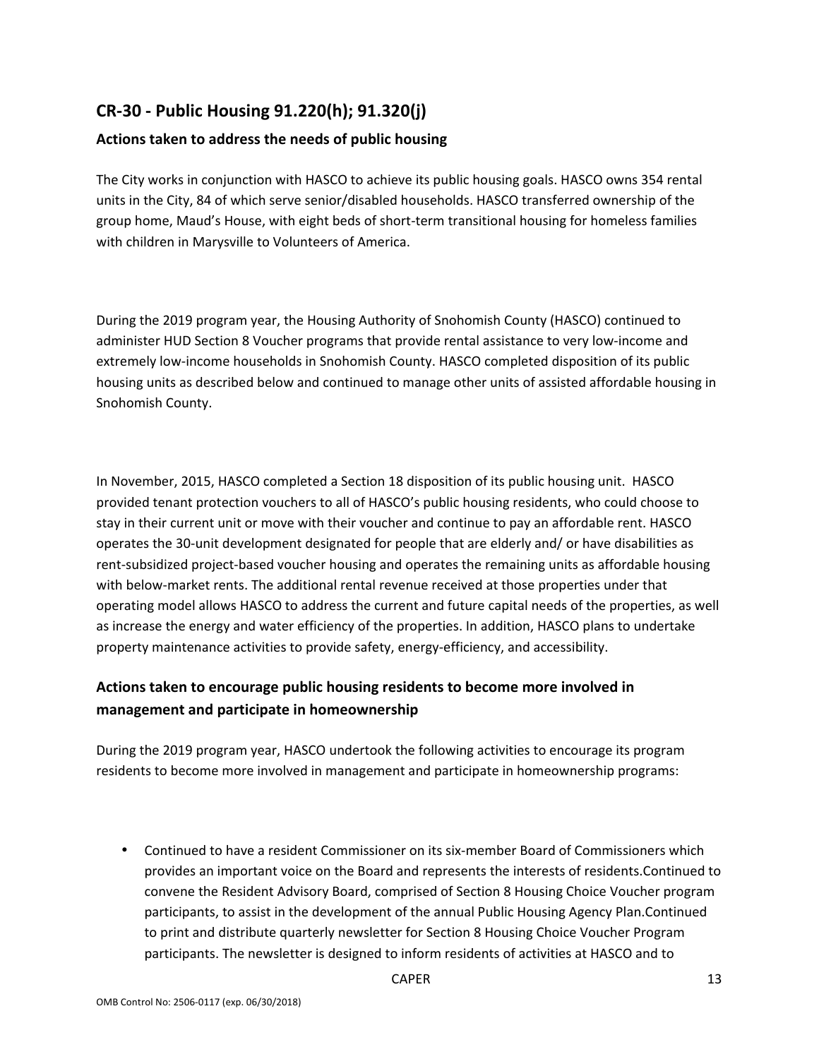## CR-30 - Public Housing 91.220(h); 91.320(j)

### Actions taken to address the needs of public housing

The City works in conjunction with HASCO to achieve its public housing goals. HASCO owns 354 rental units in the City, 84 of which serve senior/disabled households. HASCO transferred ownership of the group home, Maud's House, with eight beds of short-term transitional housing for homeless families with children in Marysville to Volunteers of America.

During the 2019 program year, the Housing Authority of Snohomish County (HASCO) continued to administer HUD Section 8 Voucher programs that provide rental assistance to very low-income and extremely low-income households in Snohomish County. HASCO completed disposition of its public housing units as described below and continued to manage other units of assisted affordable housing in Snohomish County.

In November, 2015, HASCO completed a Section 18 disposition of its public housing unit. HASCO provided tenant protection vouchers to all of HASCO's public housing residents, who could choose to stay in their current unit or move with their voucher and continue to pay an affordable rent. HASCO operates the 30-unit development designated for people that are elderly and/ or have disabilities as rent-subsidized project-based voucher housing and operates the remaining units as affordable housing with below-market rents. The additional rental revenue received at those properties under that operating model allows HASCO to address the current and future capital needs of the properties, as well as increase the energy and water efficiency of the properties. In addition, HASCO plans to undertake property maintenance activities to provide safety, energy-efficiency, and accessibility.

### Actions taken to encourage public housing residents to become more involved in management and participate in homeownership

During the 2019 program year, HASCO undertook the following activities to encourage its program residents to become more involved in management and participate in homeownership programs:

- Continued to have a resident Commissioner on its six-member Board of Commissioners which provides an important voice on the Board and represents the interests of residents.Continued to convene the Resident Advisory Board, comprised of Section 8 Housing Choice Voucher program participants, to assist in the development of the annual Public Housing Agency Plan.Continued to print and distribute quarterly newsletter for Section 8 Housing Choice Voucher Program participants. The newsletter is designed to inform residents of activities at HASCO and to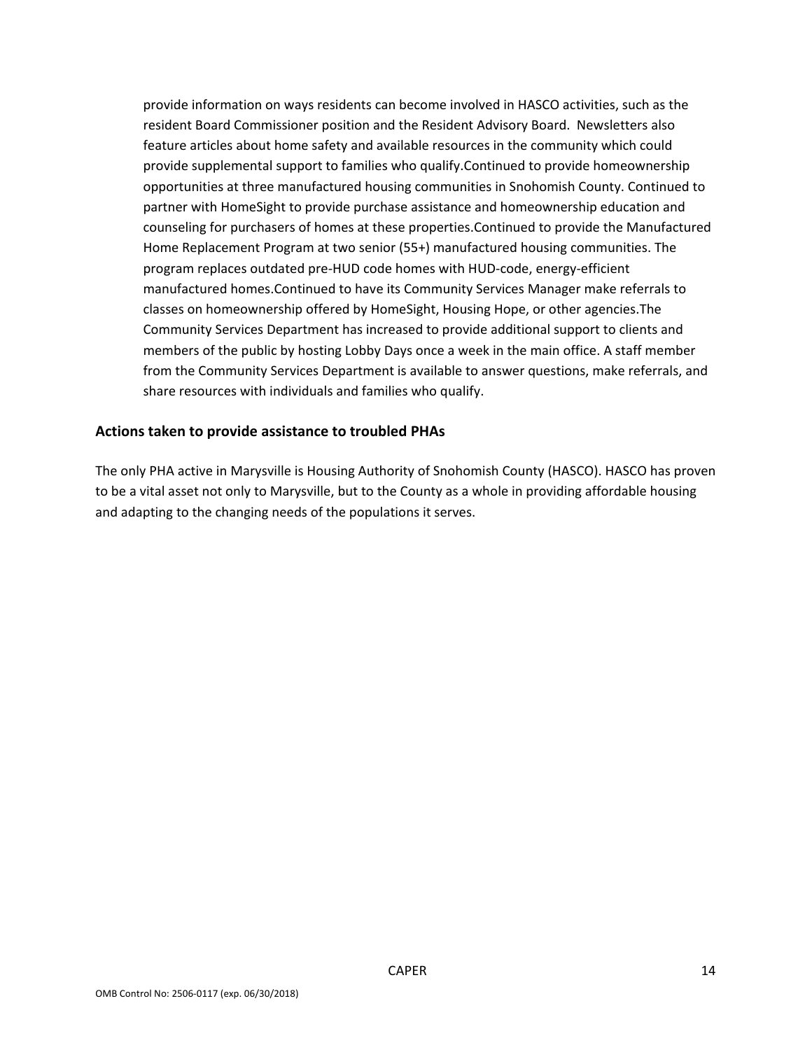provide information on ways residents can become involved in HASCO activities, such as the resident Board Commissioner position and the Resident Advisory Board. Newsletters also feature articles about home safety and available resources in the community which could provide supplemental support to families who qualify.Continued to provide homeownership opportunities at three manufactured housing communities in Snohomish County. Continued to partner with HomeSight to provide purchase assistance and homeownership education and counseling for purchasers of homes at these properties.Continued to provide the Manufactured Home Replacement Program at two senior (55+) manufactured housing communities. The program replaces outdated pre-HUD code homes with HUD-code, energy-efficient manufactured homes.Continued to have its Community Services Manager make referrals to classes on homeownership offered by HomeSight, Housing Hope, or other agencies.The Community Services Department has increased to provide additional support to clients and members of the public by hosting Lobby Days once a week in the main office. A staff member from the Community Services Department is available to answer questions, make referrals, and share resources with individuals and families who qualify.

### Actions taken to provide assistance to troubled PHAs

The only PHA active in Marysville is Housing Authority of Snohomish County (HASCO). HASCO has proven to be a vital asset not only to Marysville, but to the County as a whole in providing affordable housing and adapting to the changing needs of the populations it serves.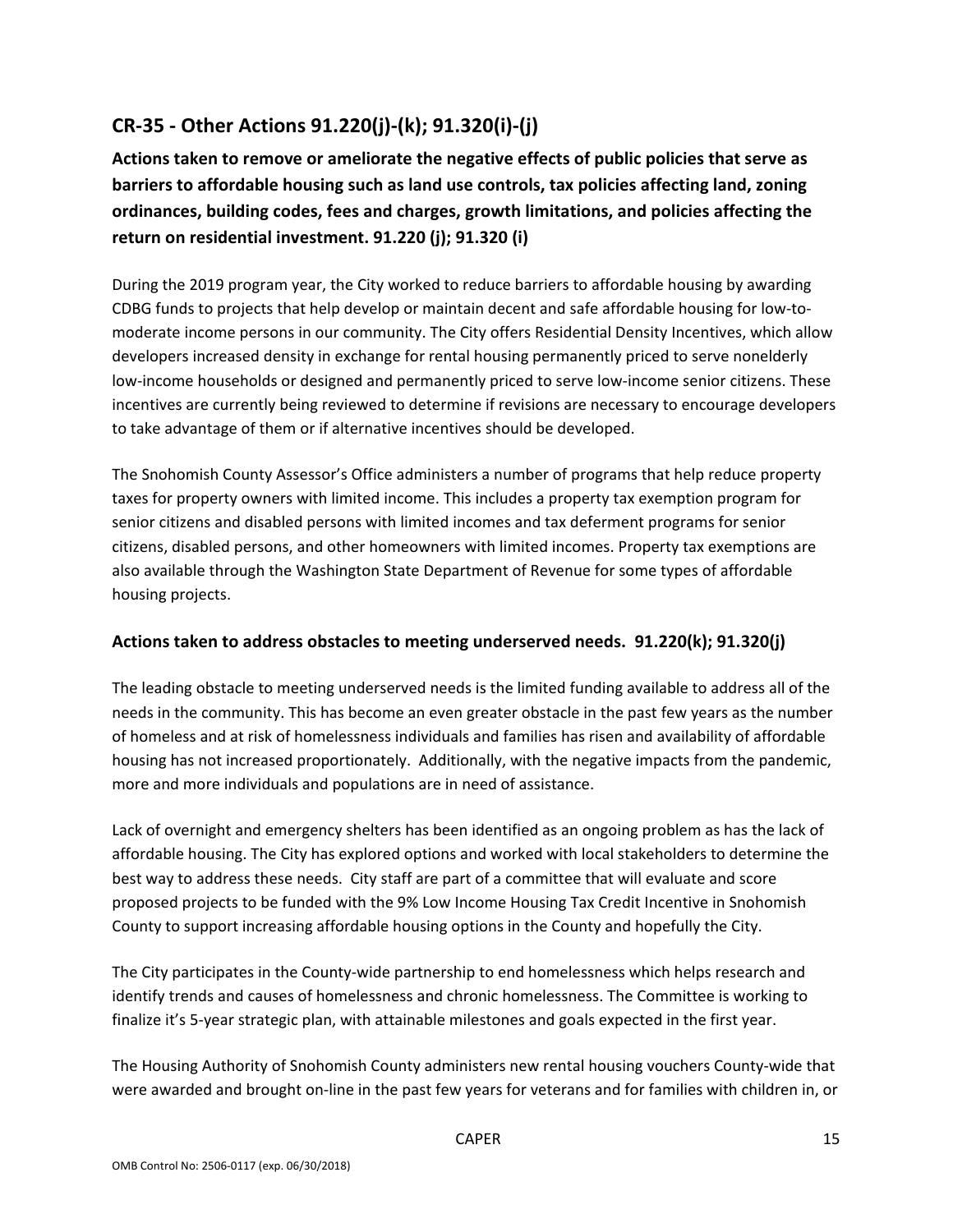## CR-35 - Other Actions 91.220(j)-(k); 91.320(i)-(j)

**Actions taken to remove or ameliorate the negative effects of public policies that serve as barriers to affordable housing such as land use controls, tax policies affecting land, zoning ordinances, building codes, fees and charges, growth limitations, and policies affecting the return on residential investment. 91.220 (j); 91.320 (i)**

During the 2019 program year, the City worked to reduce barriers to affordable housing by awarding CDBG funds to projects that help develop or maintain decent and safe affordable housing for low-to-moderate income persons in our community. The City offers Residential Density Incentives, which allow developers increased density in exchange for rental housing permanently priced to serve nonelderly low-income households or designed and permanently priced to serve low-income senior citizens. These incentives are currently being reviewed to determine if revisions are necessary to encourage developers to take advantage of them or if alternative incentives should be developed.

The Snohomish County Assessor's Office administers a number of programs that help reduce property taxes for property owners with limited income. This includes a property tax exemption program for senior citizens and disabled persons with limited incomes and tax deferment programs for senior citizens, disabled persons, and other homeowners with limited incomes. Property tax exemptions are also available through the Washington State Department of Revenue for some types of affordable housing projects.

### Actions taken to address obstacles to meeting underserved needs. 91.220(k); 91.320(j)

The leading obstacle to meeting underserved needs is the limited funding available to address all of the needs in the community. This has become an even greater obstacle in the past few years as the number of homeless and at risk of homelessness individuals and families has risen and availability of affordable housing has not increased proportionately. Additionally, with the negative impacts from the pandemic, more and more individuals and populations are in need of assistance.

Lack of overnight and emergency shelters has been identified as an ongoing problem as has the lack of affordable housing. The City has explored options and worked with local stakeholders to determine the best way to address these needs. City staff are part of a committee that will evaluate and score proposed projects to be funded with the 9% Low Income Housing Tax Credit Incentive in Snohomish County to support increasing affordable housing options in the County and hopefully the City.

The City participates in the County-wide partnership to end homelessness which helps research and identify trends and causes of homelessness and chronic homelessness. The Committee is working to finalize it's 5-year strategic plan, with attainable milestones and goals expected in the first year.

The Housing Authority of Snohomish County administers new rental housing vouchers County-wide that were awarded and brought on-line in the past few years for veterans and for families with children in, or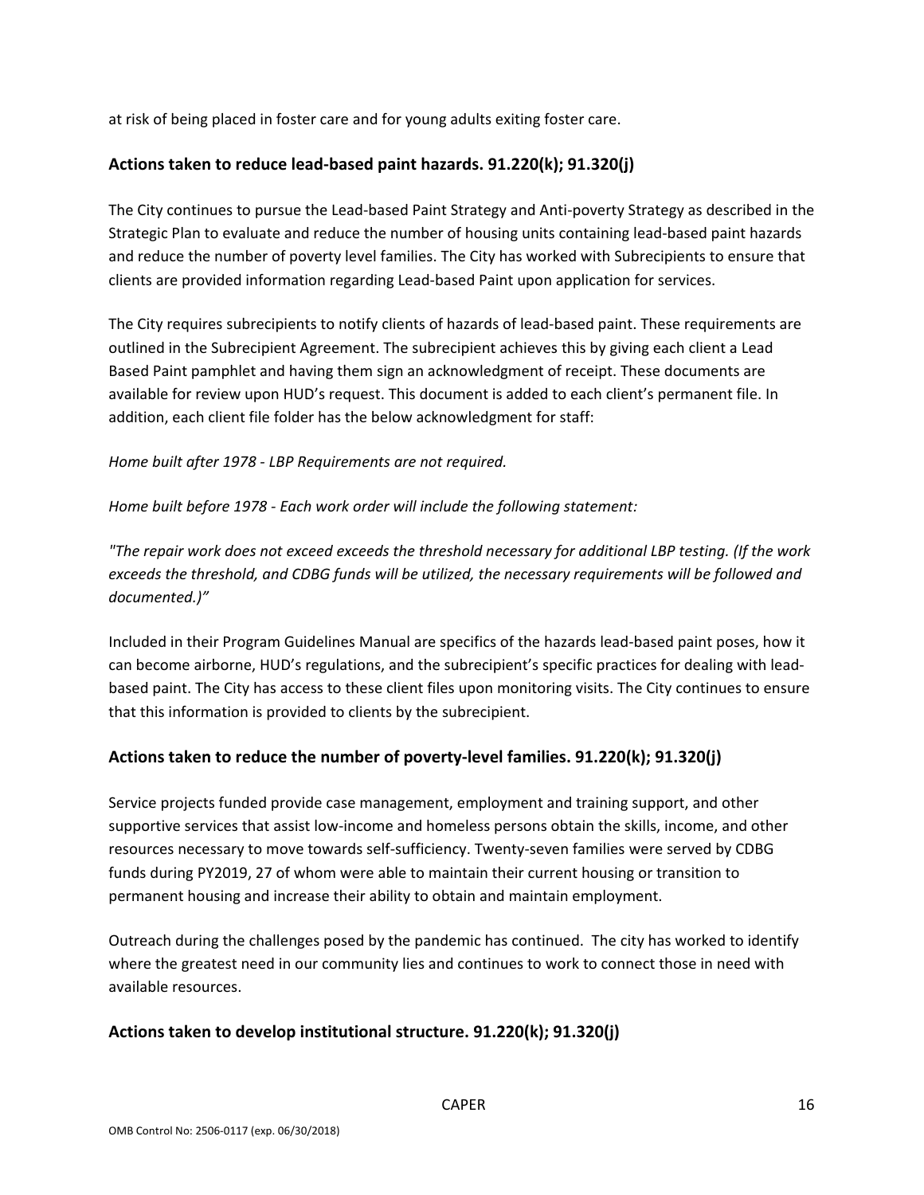at risk of being placed in foster care and for young adults exiting foster care.

## Actions taken to reduce lead-based paint hazards. 91.220(k); 91.320(j)

The City continues to pursue the Lead-based Paint Strategy and Anti-poverty Strategy as described in the Strategic Plan to evaluate and reduce the number of housing units containing lead-based paint hazards and reduce the number of poverty level families. The City has worked with Subrecipients to ensure that clients are provided information regarding Lead-based Paint upon application for services.

The City requires subrecipients to notify clients of hazards of lead-based paint. These requirements are outlined in the Subrecipient Agreement. The subrecipient achieves this by giving each client a Lead Based Paint pamphlet and having them sign an acknowledgment of receipt. These documents are available for review upon HUD's request. This document is added to each client's permanent file. In addition, each client file folder has the below acknowledgment for staff:

*Home built after 1978 - LBP Requirements are not required.*

*Home built before 1978 - Each work order will include the following statement:*

*"The repair work does not exceed exceeds the threshold necessary for additional LBP testing. (If the work exceeds the threshold, and CDBG funds will be utilized, the necessary requirements will be followed and documented.)"*

Included in their Program Guidelines Manual are specifics of the hazards lead-based paint poses, how it can become airborne, HUD's regulations, and the subrecipient's specific practices for dealing with lead-based paint. The City has access to these client files upon monitoring visits. The City continues to ensure that this information is provided to clients by the subrecipient.

## Actions taken to reduce the number of poverty-level families. 91.220(k); 91.320(j)

Service projects funded provide case management, employment and training support, and other supportive services that assist low-income and homeless persons obtain the skills, income, and other resources necessary to move towards self-sufficiency. Twenty-seven families were served by CDBG funds during PY2019, 27 of whom were able to maintain their current housing or transition to permanent housing and increase their ability to obtain and maintain employment.

Outreach during the challenges posed by the pandemic has continued. The city has worked to identify where the greatest need in our community lies and continues to work to connect those in need with available resources.

## Actions taken to develop institutional structure. 91.220(k); 91.320(j)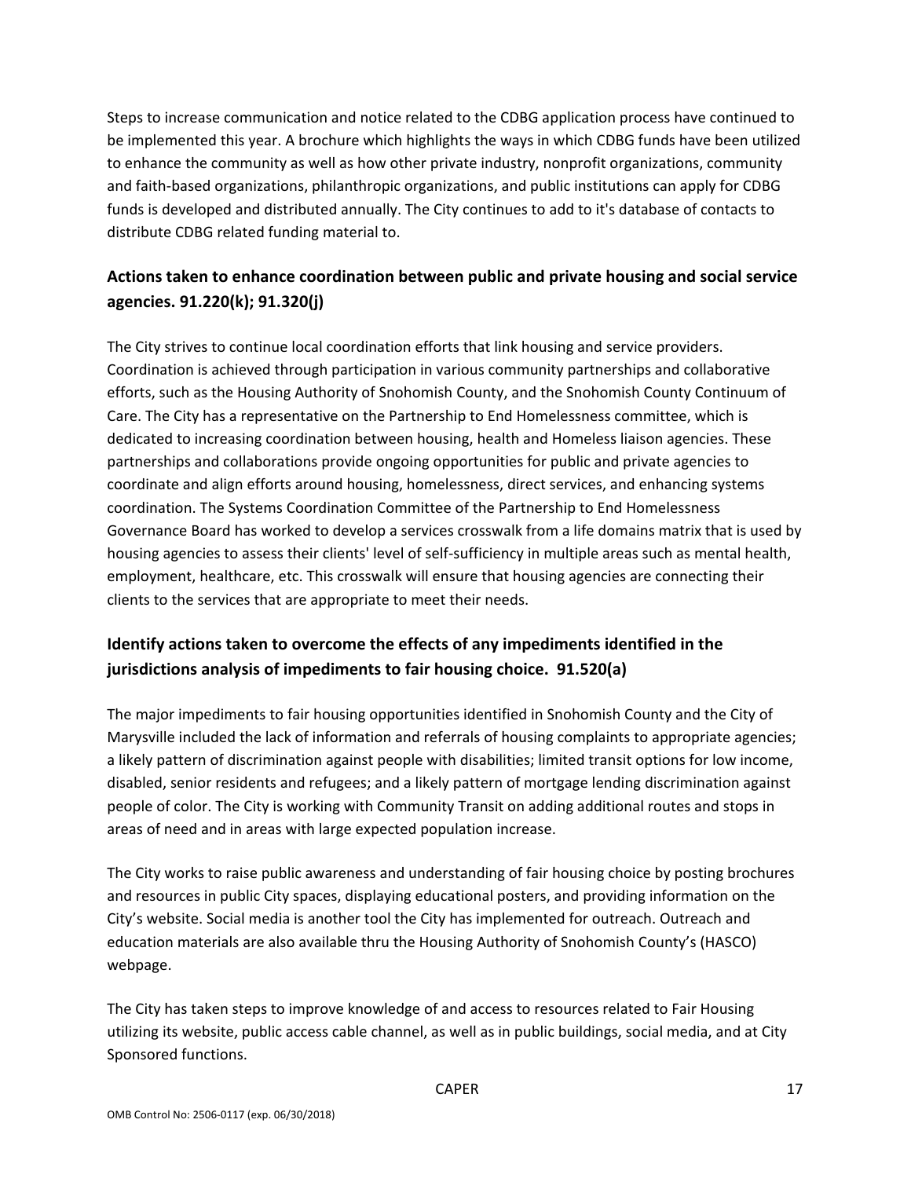Steps to increase communication and notice related to the CDBG application process have continued to be implemented this year. A brochure which highlights the ways in which CDBG funds have been utilized to enhance the community as well as how other private industry, nonprofit organizations, community and faith-based organizations, philanthropic organizations, and public institutions can apply for CDBG funds is developed and distributed annually. The City continues to add to it's database of contacts to distribute CDBG related funding material to.

## Actions taken to enhance coordination between public and private housing and social service agencies. 91.220(k); 91.320(j)

The City strives to continue local coordination efforts that link housing and service providers. Coordination is achieved through participation in various community partnerships and collaborative efforts, such as the Housing Authority of Snohomish County, and the Snohomish County Continuum of Care. The City has a representative on the Partnership to End Homelessness committee, which is dedicated to increasing coordination between housing, health and Homeless liaison agencies. These partnerships and collaborations provide ongoing opportunities for public and private agencies to coordinate and align efforts around housing, homelessness, direct services, and enhancing systems coordination. The Systems Coordination Committee of the Partnership to End Homelessness Governance Board has worked to develop a services crosswalk from a life domains matrix that is used by housing agencies to assess their clients' level of self-sufficiency in multiple areas such as mental health, employment, healthcare, etc. This crosswalk will ensure that housing agencies are connecting their clients to the services that are appropriate to meet their needs.

## Identify actions taken to overcome the effects of any impediments identified in the jurisdictions analysis of impediments to fair housing choice. 91.520(a)

The major impediments to fair housing opportunities identified in Snohomish County and the City of Marysville included the lack of information and referrals of housing complaints to appropriate agencies; a likely pattern of discrimination against people with disabilities; limited transit options for low income, disabled, senior residents and refugees; and a likely pattern of mortgage lending discrimination against people of color. The City is working with Community Transit on adding additional routes and stops in areas of need and in areas with large expected population increase.

The City works to raise public awareness and understanding of fair housing choice by posting brochures and resources in public City spaces, displaying educational posters, and providing information on the City's website. Social media is another tool the City has implemented for outreach. Outreach and education materials are also available thru the Housing Authority of Snohomish County's (HASCO) webpage.

The City has taken steps to improve knowledge of and access to resources related to Fair Housing utilizing its website, public access cable channel, as well as in public buildings, social media, and at City Sponsored functions.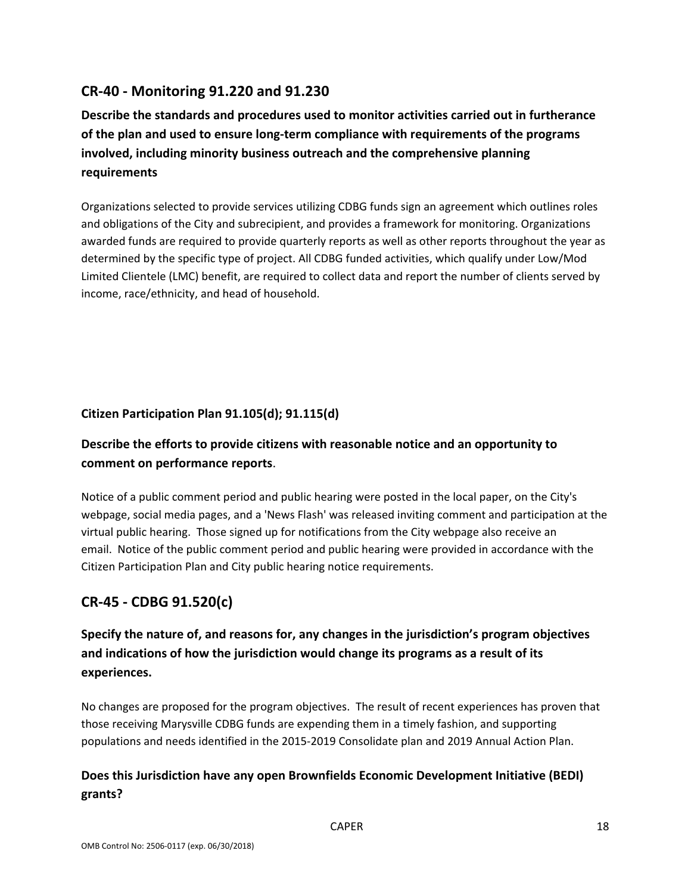## CR-40 - Monitoring 91.220 and 91.230

### Describe the standards and procedures used to monitor activities carried out in furtherance of the plan and used to ensure long-term compliance with requirements of the programs involved, including minority business outreach and the comprehensive planning requirements

Organizations selected to provide services utilizing CDBG funds sign an agreement which outlines roles and obligations of the City and subrecipient, and provides a framework for monitoring. Organizations awarded funds are required to provide quarterly reports as well as other reports throughout the year as determined by the specific type of project. All CDBG funded activities, which qualify under Low/Mod Limited Clientele (LMC) benefit, are required to collect data and report the number of clients served by income, race/ethnicity, and head of household.

#### Citizen Participation Plan 91.105(d); 91.115(d)

### Describe the efforts to provide citizens with reasonable notice and an opportunity to comment on performance reports.

Notice of a public comment period and public hearing were posted in the local paper, on the City's webpage, social media pages, and a 'News Flash' was released inviting comment and participation at the virtual public hearing. Those signed up for notifications from the City webpage also receive an email. Notice of the public comment period and public hearing were provided in accordance with the Citizen Participation Plan and City public hearing notice requirements.

## CR-45 - CDBG 91.520(c)

### Specify the nature of, and reasons for, any changes in the jurisdiction's program objectives and indications of how the jurisdiction would change its programs as a result of its experiences.

No changes are proposed for the program objectives. The result of recent experiences has proven that those receiving Marysville CDBG funds are expending them in a timely fashion, and supporting populations and needs identified in the 2015-2019 Consolidate plan and 2019 Annual Action Plan.

### Does this Jurisdiction have any open Brownfields Economic Development Initiative (BEDI) grants?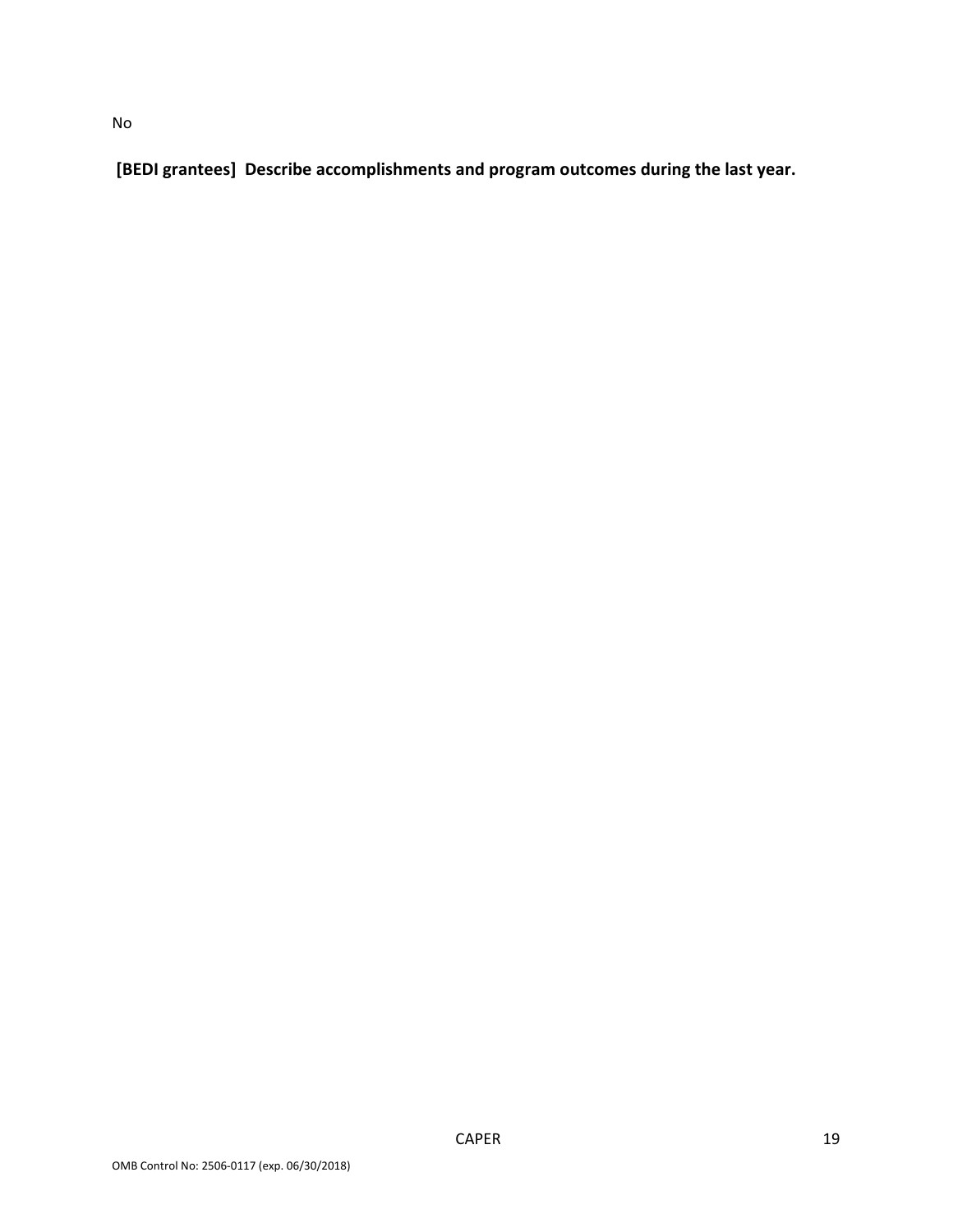No

**[BEDI grantees] Describe accomplishments and program outcomes during the last year.**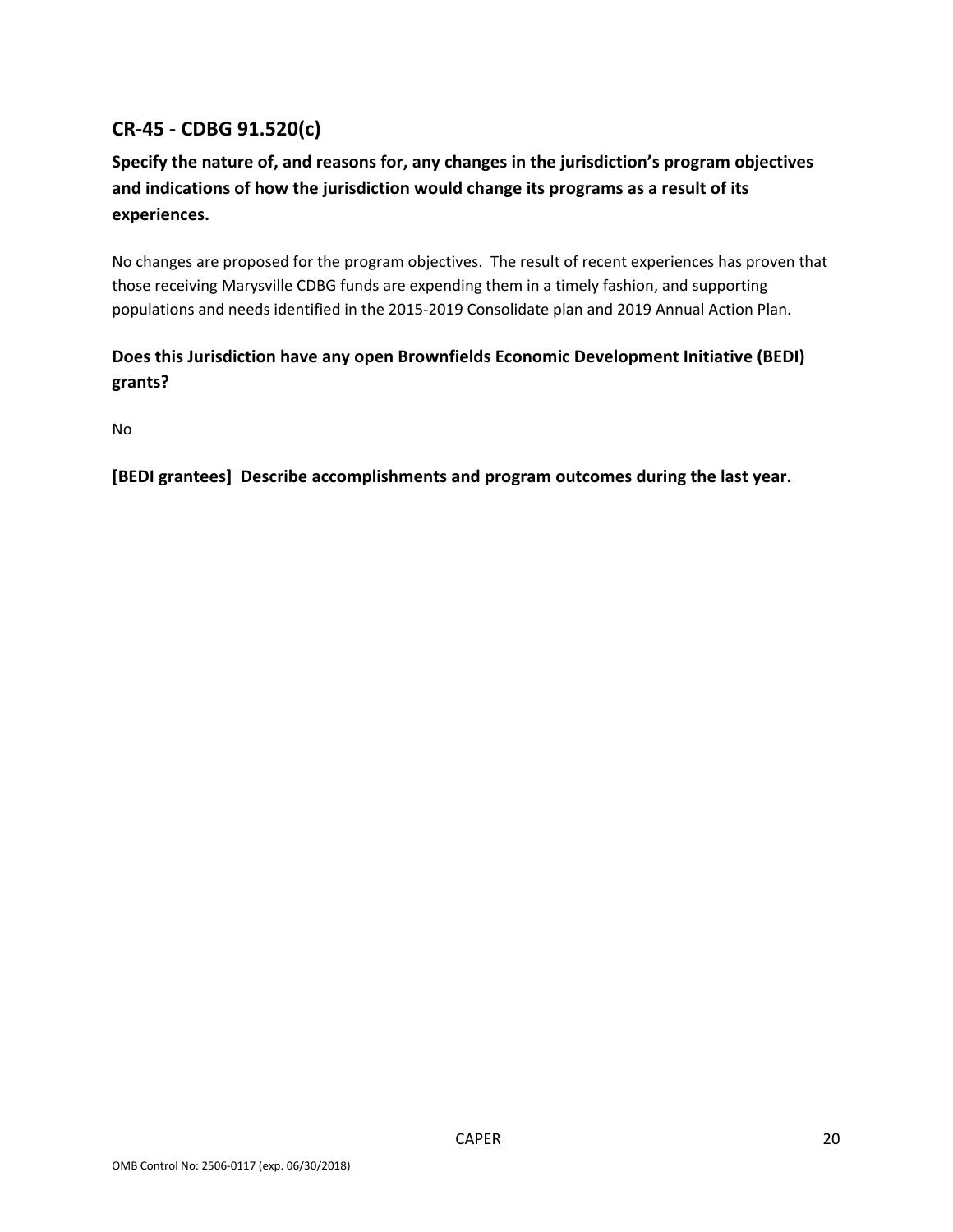## CR-45 - CDBG 91.520(c)

**Specify the nature of, and reasons for, any changes in the jurisdiction's program objectives and indications of how the jurisdiction would change its programs as a result of its experiences.**

No changes are proposed for the program objectives. The result of recent experiences has proven that those receiving Marysville CDBG funds are expending them in a timely fashion, and supporting populations and needs identified in the 2015-2019 Consolidate plan and 2019 Annual Action Plan.

**Does this Jurisdiction have any open Brownfields Economic Development Initiative (BEDI) grants?**

No

**[BEDI grantees] Describe accomplishments and program outcomes during the last year.**